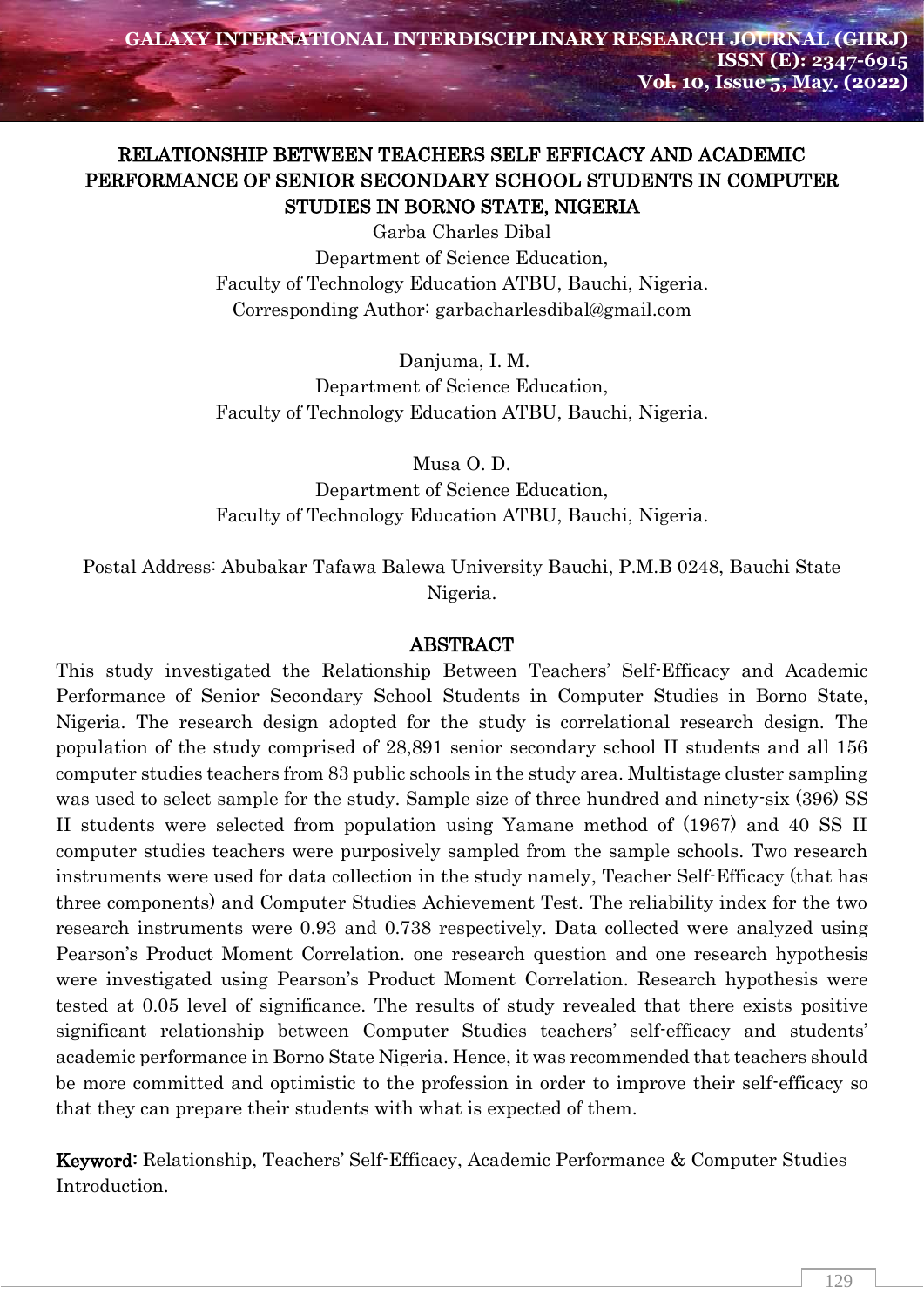# RELATIONSHIP BETWEEN TEACHERS SELF EFFICACY AND ACADEMIC PERFORMANCE OF SENIOR SECONDARY SCHOOL STUDENTS IN COMPUTER STUDIES IN BORNO STATE, NIGERIA

Garba Charles Dibal
Department of Science Education,
Faculty of Technology Education ATBU, Bauchi, Nigeria.
Corresponding Author: garbacharlesdibal@gmail.com

Danjuma, I. M.
Department of Science Education,
Faculty of Technology Education ATBU, Bauchi, Nigeria.

Musa O. D.
Department of Science Education,
Faculty of Technology Education ATBU, Bauchi, Nigeria.

Postal Address: Abubakar Tafawa Balewa University Bauchi, P.M.B 0248, Bauchi State Nigeria.

## ABSTRACT

This study investigated the Relationship Between Teachers' Self-Efficacy and Academic Performance of Senior Secondary School Students in Computer Studies in Borno State, Nigeria. The research design adopted for the study is correlational research design. The population of the study comprised of 28,891 senior secondary school II students and all 156 computer studies teachers from 83 public schools in the study area. Multistage cluster sampling was used to select sample for the study. Sample size of three hundred and ninety-six (396) SS II students were selected from population using Yamane method of (1967) and 40 SS II computer studies teachers were purposively sampled from the sample schools. Two research instruments were used for data collection in the study namely, Teacher Self-Efficacy (that has three components) and Computer Studies Achievement Test. The reliability index for the two research instruments were 0.93 and 0.738 respectively. Data collected were analyzed using Pearson's Product Moment Correlation. one research question and one research hypothesis were investigated using Pearson's Product Moment Correlation. Research hypothesis were tested at 0.05 level of significance. The results of study revealed that there exists positive significant relationship between Computer Studies teachers' self-efficacy and students' academic performance in Borno State Nigeria. Hence, it was recommended that teachers should be more committed and optimistic to the profession in order to improve their self-efficacy so that they can prepare their students with what is expected of them.

**Keyword:** Relationship, Teachers' Self-Efficacy, Academic Performance & Computer Studies Introduction.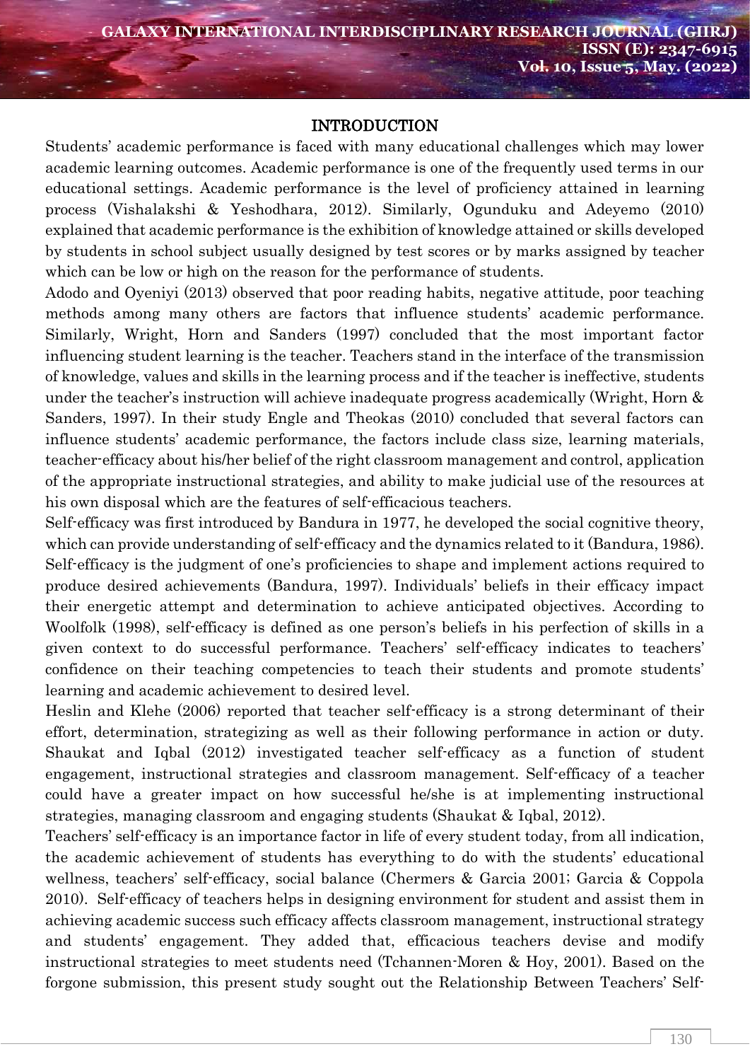## INTRODUCTION

Students' academic performance is faced with many educational challenges which may lower academic learning outcomes. Academic performance is one of the frequently used terms in our educational settings. Academic performance is the level of proficiency attained in learning process (Vishalakshi & Yeshodhara, 2012). Similarly, Ogunduku and Adeyemo (2010) explained that academic performance is the exhibition of knowledge attained or skills developed by students in school subject usually designed by test scores or by marks assigned by teacher which can be low or high on the reason for the performance of students.

Adodo and Oyeniyi (2013) observed that poor reading habits, negative attitude, poor teaching methods among many others are factors that influence students' academic performance. Similarly, Wright, Horn and Sanders (1997) concluded that the most important factor influencing student learning is the teacher. Teachers stand in the interface of the transmission of knowledge, values and skills in the learning process and if the teacher is ineffective, students under the teacher's instruction will achieve inadequate progress academically (Wright, Horn & Sanders, 1997). In their study Engle and Theokas (2010) concluded that several factors can influence students' academic performance, the factors include class size, learning materials, teacher-efficacy about his/her belief of the right classroom management and control, application of the appropriate instructional strategies, and ability to make judicial use of the resources at his own disposal which are the features of self-efficacious teachers.

Self-efficacy was first introduced by Bandura in 1977, he developed the social cognitive theory, which can provide understanding of self-efficacy and the dynamics related to it (Bandura, 1986). Self-efficacy is the judgment of one's proficiencies to shape and implement actions required to produce desired achievements (Bandura, 1997). Individuals' beliefs in their efficacy impact their energetic attempt and determination to achieve anticipated objectives. According to Woolfolk (1998), self-efficacy is defined as one person's beliefs in his perfection of skills in a given context to do successful performance. Teachers' self-efficacy indicates to teachers' confidence on their teaching competencies to teach their students and promote students' learning and academic achievement to desired level.

Heslin and Klehe (2006) reported that teacher self-efficacy is a strong determinant of their effort, determination, strategizing as well as their following performance in action or duty. Shaukat and Iqbal (2012) investigated teacher self-efficacy as a function of student engagement, instructional strategies and classroom management. Self-efficacy of a teacher could have a greater impact on how successful he/she is at implementing instructional strategies, managing classroom and engaging students (Shaukat & Iqbal, 2012).

Teachers' self-efficacy is an importance factor in life of every student today, from all indication, the academic achievement of students has everything to do with the students' educational wellness, teachers' self-efficacy, social balance (Chermers & Garcia 2001; Garcia & Coppola 2010). Self-efficacy of teachers helps in designing environment for student and assist them in achieving academic success such efficacy affects classroom management, instructional strategy and students' engagement. They added that, efficacious teachers devise and modify instructional strategies to meet students need (Tchannen-Moren & Hoy, 2001). Based on the forgone submission, this present study sought out the Relationship Between Teachers' Self-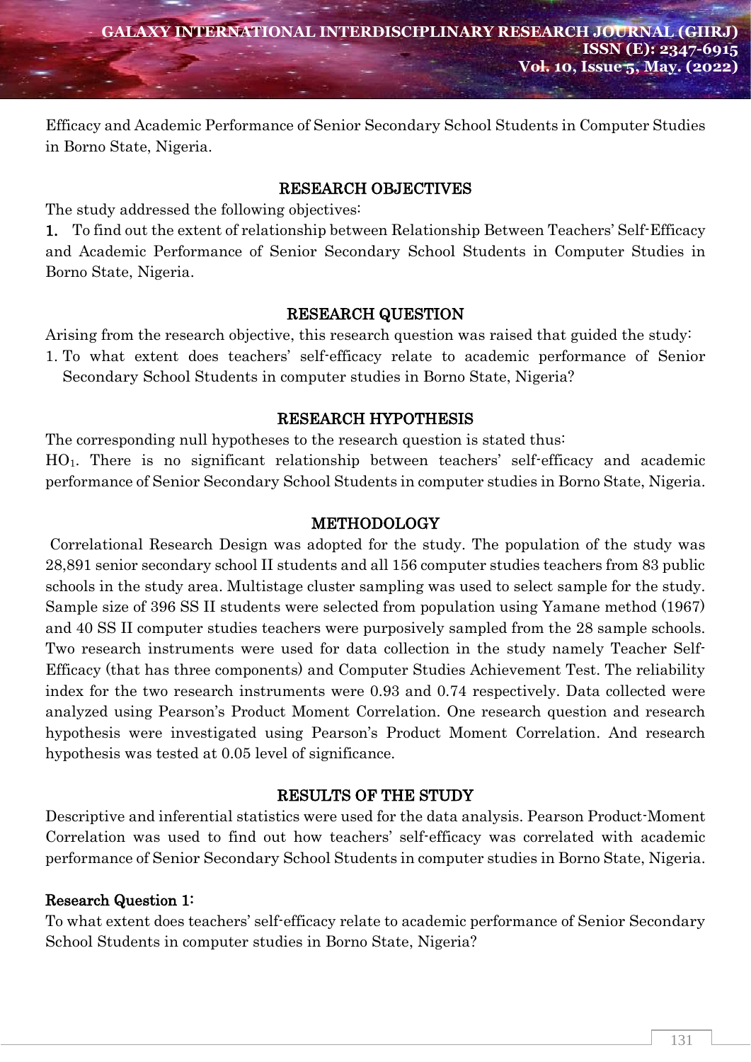Efficacy and Academic Performance of Senior Secondary School Students in Computer Studies in Borno State, Nigeria.

## RESEARCH OBJECTIVES

The study addressed the following objectives:

1. To find out the extent of relationship between Relationship Between Teachers' Self-Efficacy and Academic Performance of Senior Secondary School Students in Computer Studies in Borno State, Nigeria.

## RESEARCH QUESTION

Arising from the research objective, this research question was raised that guided the study:

1. To what extent does teachers' self-efficacy relate to academic performance of Senior Secondary School Students in computer studies in Borno State, Nigeria?

## RESEARCH HYPOTHESIS

The corresponding null hypotheses to the research question is stated thus:

$HO_1$. There is no significant relationship between teachers' self-efficacy and academic performance of Senior Secondary School Students in computer studies in Borno State, Nigeria.

## METHODOLOGY

Correlational Research Design was adopted for the study. The population of the study was 28,891 senior secondary school II students and all 156 computer studies teachers from 83 public schools in the study area. Multistage cluster sampling was used to select sample for the study. Sample size of 396 SS II students were selected from population using Yamane method (1967) and 40 SS II computer studies teachers were purposively sampled from the 28 sample schools. Two research instruments were used for data collection in the study namely Teacher Self-Efficacy (that has three components) and Computer Studies Achievement Test. The reliability index for the two research instruments were 0.93 and 0.74 respectively. Data collected were analyzed using Pearson's Product Moment Correlation. One research question and research hypothesis were investigated using Pearson's Product Moment Correlation. And research hypothesis was tested at 0.05 level of significance.

## RESULTS OF THE STUDY

Descriptive and inferential statistics were used for the data analysis. Pearson Product-Moment Correlation was used to find out how teachers' self-efficacy was correlated with academic performance of Senior Secondary School Students in computer studies in Borno State, Nigeria.

### Research Question 1:

To what extent does teachers' self-efficacy relate to academic performance of Senior Secondary School Students in computer studies in Borno State, Nigeria?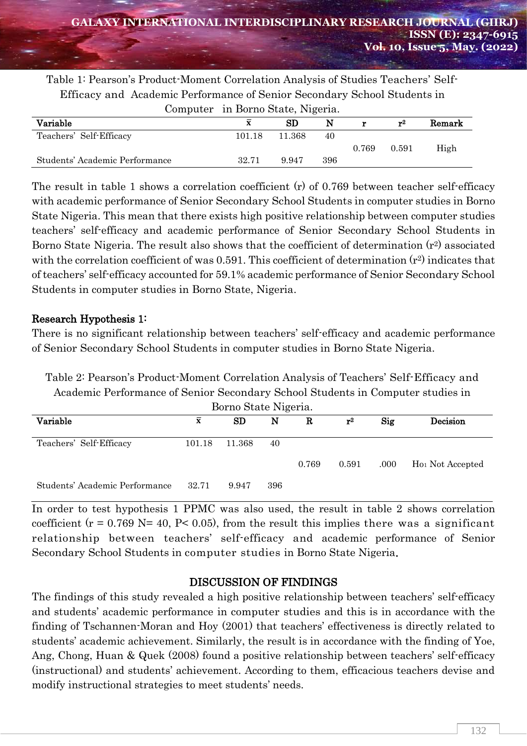Table 1: Pearson's Product-Moment Correlation Analysis of Studies Teachers' Self-Efficacy and Academic Performance of Senior Secondary School Students in Computer in Borno State, Nigeria.

| Variable | $\bar{x}$ | SD | N | r | $r^2$ | Remark |
|---|---|---|---|---|---|---|
| Teachers' Self-Efficacy | 101.18 | 11.368 | 40 | | | |
| | | | | 0.769 | 0.591 | High |
| Students' Academic Performance | 32.71 | 9.947 | 396 | | | |

The result in table 1 shows a correlation coefficient (r) of 0.769 between teacher self-efficacy with academic performance of Senior Secondary School Students in computer studies in Borno State Nigeria. This mean that there exists high positive relationship between computer studies teachers' self-efficacy and academic performance of Senior Secondary School Students in Borno State Nigeria. The result also shows that the coefficient of determination ($r^2$) associated with the correlation coefficient of was 0.591. This coefficient of determination ($r^2$) indicates that of teachers' self-efficacy accounted for 59.1% academic performance of Senior Secondary School Students in computer studies in Borno State, Nigeria.

## Research Hypothesis 1:

There is no significant relationship between teachers' self-efficacy and academic performance of Senior Secondary School Students in computer studies in Borno State Nigeria.

Table 2: Pearson's Product-Moment Correlation Analysis of Teachers' Self-Efficacy and Academic Performance of Senior Secondary School Students in Computer studies in Borno State Nigeria.

| Variable | $\bar{x}$ | SD | N | R | $r^2$ | Sig | Decision |
|---|---|---|---|---|---|---|---|
| Teachers' Self-Efficacy | 101.18 | 11.368 | 40 | | | | |
| | | | | 0.769 | 0.591 | .000 | $H_{01}$ Not Accepted |
| Students' Academic Performance | 32.71 | 9.947 | 396 | | | | |

In order to test hypothesis 1 PPMC was also used, the result in table 2 shows correlation coefficient ($r = 0.769$ $N = 40$, $P < 0.05$), from the result this implies there was a significant relationship between teachers' self-efficacy and academic performance of Senior Secondary School Students in computer studies in Borno State Nigeria.

## DISCUSSION OF FINDINGS

The findings of this study revealed a high positive relationship between teachers' self-efficacy and students' academic performance in computer studies and this is in accordance with the finding of Tschannen-Moran and Hoy (2001) that teachers' effectiveness is directly related to students' academic achievement. Similarly, the result is in accordance with the finding of Yoe, Ang, Chong, Huan & Quek (2008) found a positive relationship between teachers' self-efficacy (instructional) and students' achievement. According to them, efficacious teachers devise and modify instructional strategies to meet students' needs.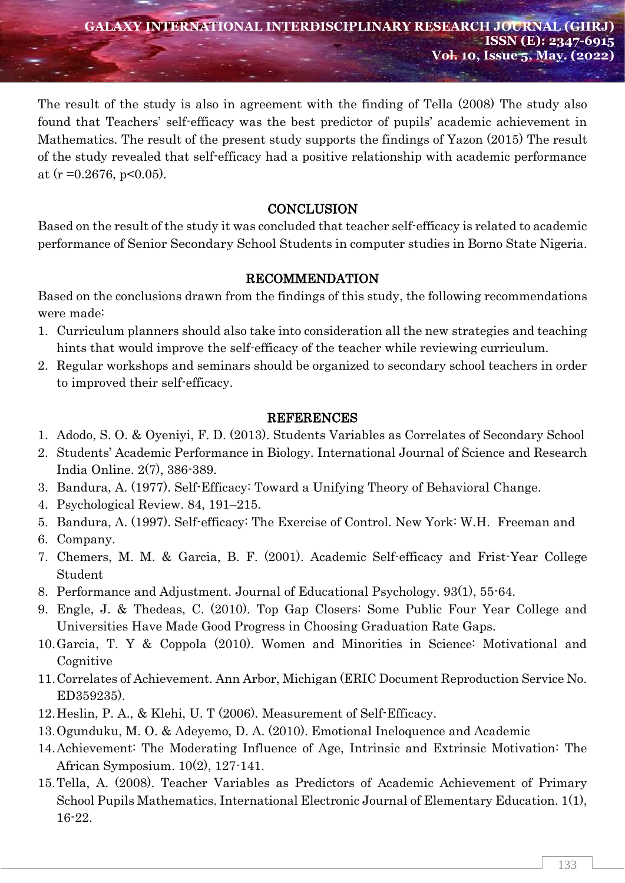The result of the study is also in agreement with the finding of Tella (2008) The study also found that Teachers' self-efficacy was the best predictor of pupils' academic achievement in Mathematics. The result of the present study supports the findings of Yazon (2015) The result of the study revealed that self-efficacy had a positive relationship with academic performance at ($r = 0.2676$, $p<0.05$).

## CONCLUSION

Based on the result of the study it was concluded that teacher self-efficacy is related to academic performance of Senior Secondary School Students in computer studies in Borno State Nigeria.

## RECOMMENDATION

Based on the conclusions drawn from the findings of this study, the following recommendations were made:

1. Curriculum planners should also take into consideration all the new strategies and teaching hints that would improve the self-efficacy of the teacher while reviewing curriculum.
2. Regular workshops and seminars should be organized to secondary school teachers in order to improved their self-efficacy.

## REFERENCES

1. Adodo, S. O. & Oyeniyi, F. D. (2013). Students Variables as Correlates of Secondary School
2. Students' Academic Performance in Biology. International Journal of Science and Research India Online. 2(7), 386-389.
3. Bandura, A. (1977). Self-Efficacy: Toward a Unifying Theory of Behavioral Change.
4. Psychological Review. 84, 191–215.
5. Bandura, A. (1997). Self-efficacy: The Exercise of Control. New York: W.H. Freeman and
6. Company.
7. Chemers, M. M. & Garcia, B. F. (2001). Academic Self-efficacy and Frist-Year College Student
8. Performance and Adjustment. Journal of Educational Psychology. 93(1), 55-64.
9. Engle, J. & Thedeas, C. (2010). Top Gap Closers: Some Public Four Year College and Universities Have Made Good Progress in Choosing Graduation Rate Gaps.
10. Garcia, T. Y & Coppola (2010). Women and Minorities in Science: Motivational and Cognitive
11. Correlates of Achievement. Ann Arbor, Michigan (ERIC Document Reproduction Service No. ED359235).
12. Heslin, P. A., & Klehi, U. T (2006). Measurement of Self-Efficacy.
13. Ogunduku, M. O. & Adeyemo, D. A. (2010). Emotional Ineloquence and Academic
14. Achievement: The Moderating Influence of Age, Intrinsic and Extrinsic Motivation: The African Symposium. 10(2), 127-141.
15. Tella, A. (2008). Teacher Variables as Predictors of Academic Achievement of Primary School Pupils Mathematics. International Electronic Journal of Elementary Education. 1(1), 16-22.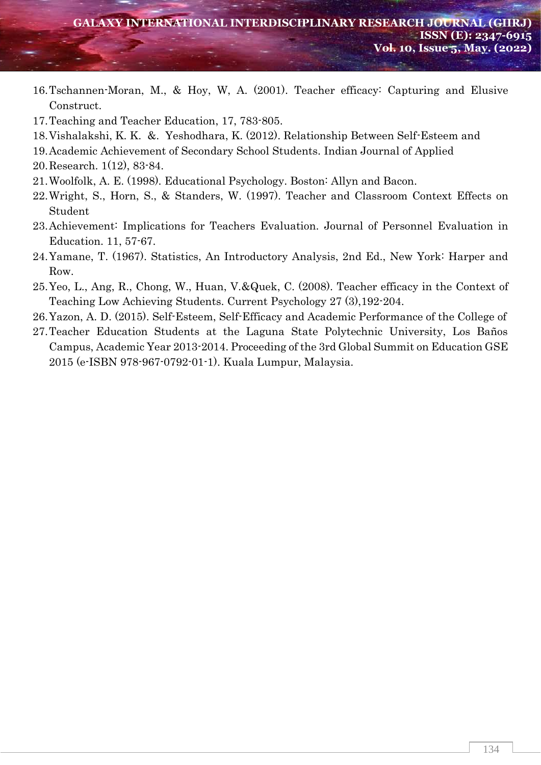16. Tschannen-Moran, M., & Hoy, W, A. (2001). Teacher efficacy: Capturing and Elusive Construct.
17. Teaching and Teacher Education, 17, 783-805.
18. Vishalakshi, K. K. &. Yeshodhara, K. (2012). Relationship Between Self-Esteem and
19. Academic Achievement of Secondary School Students. Indian Journal of Applied
20. Research. 1(12), 83-84.
21. Woolfolk, A. E. (1998). Educational Psychology. Boston: Allyn and Bacon.
22. Wright, S., Horn, S., & Standers, W. (1997). Teacher and Classroom Context Effects on Student
23. Achievement: Implications for Teachers Evaluation. Journal of Personnel Evaluation in Education. 11, 57-67.
24. Yamane, T. (1967). Statistics, An Introductory Analysis, 2nd Ed., New York: Harper and Row.
25. Yeo, L., Ang, R., Chong, W., Huan, V.&Quek, C. (2008). Teacher efficacy in the Context of Teaching Low Achieving Students. Current Psychology 27 (3),192-204.
26. Yazon, A. D. (2015). Self-Esteem, Self-Efficacy and Academic Performance of the College of
27. Teacher Education Students at the Laguna State Polytechnic University, Los Baños Campus, Academic Year 2013-2014. Proceeding of the 3rd Global Summit on Education GSE 2015 (e-ISBN 978-967-0792-01-1). Kuala Lumpur, Malaysia.